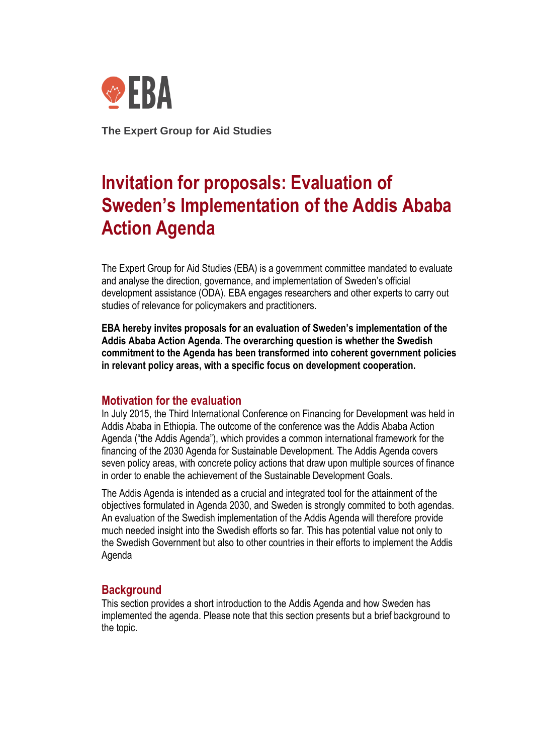EBA

**The Expert Group for Aid Studies**

# Invitation for proposals: Evaluation of Sweden's Implementation of the Addis Ababa Action Agenda

The Expert Group for Aid Studies (EBA) is a government committee mandated to evaluate and analyse the direction, governance, and implementation of Sweden's official development assistance (ODA). EBA engages researchers and other experts to carry out studies of relevance for policymakers and practitioners.

**EBA hereby invites proposals for an evaluation of Sweden's implementation of the Addis Ababa Action Agenda. The overarching question is whether the Swedish commitment to the Agenda has been transformed into coherent government policies in relevant policy areas, with a specific focus on development cooperation.**

## Motivation for the evaluation

In July 2015, the Third International Conference on Financing for Development was held in Addis Ababa in Ethiopia. The outcome of the conference was the Addis Ababa Action Agenda ("the Addis Agenda"), which provides a common international framework for the financing of the 2030 Agenda for Sustainable Development. The Addis Agenda covers seven policy areas, with concrete policy actions that draw upon multiple sources of finance in order to enable the achievement of the Sustainable Development Goals.

The Addis Agenda is intended as a crucial and integrated tool for the attainment of the objectives formulated in Agenda 2030, and Sweden is strongly commited to both agendas. An evaluation of the Swedish implementation of the Addis Agenda will therefore provide much needed insight into the Swedish efforts so far. This has potential value not only to the Swedish Government but also to other countries in their efforts to implement the Addis Agenda

## Background

This section provides a short introduction to the Addis Agenda and how Sweden has implemented the agenda. Please note that this section presents but a brief background to the topic.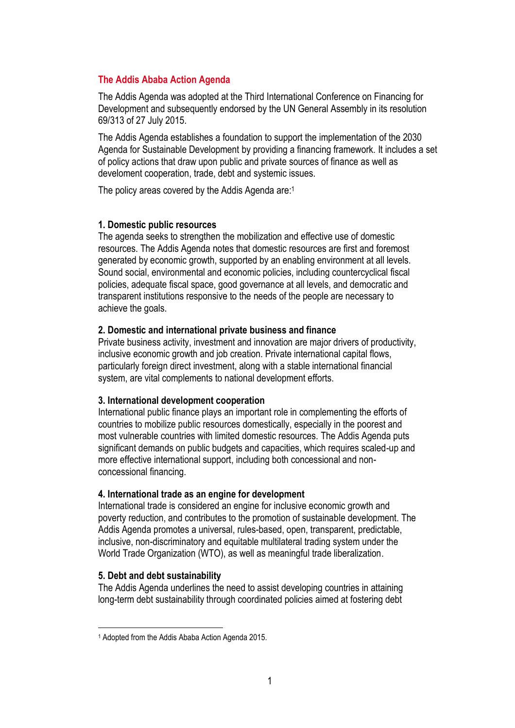## The Addis Ababa Action Agenda

The Addis Agenda was adopted at the Third International Conference on Financing for Development and subsequently endorsed by the UN General Assembly in its resolution 69/313 of 27 July 2015.

The Addis Agenda establishes a foundation to support the implementation of the 2030 Agenda for Sustainable Development by providing a financing framework. It includes a set of policy actions that draw upon public and private sources of finance as well as develoment cooperation, trade, debt and systemic issues.

The policy areas covered by the Addis Agenda are:[1]

**1. Domestic public resources**
The agenda seeks to strengthen the mobilization and effective use of domestic resources. The Addis Agenda notes that domestic resources are first and foremost generated by economic growth, supported by an enabling environment at all levels. Sound social, environmental and economic policies, including countercyclical fiscal policies, adequate fiscal space, good governance at all levels, and democratic and transparent institutions responsive to the needs of the people are necessary to achieve the goals.

**2. Domestic and international private business and finance**
Private business activity, investment and innovation are major drivers of productivity, inclusive economic growth and job creation. Private international capital flows, particularly foreign direct investment, along with a stable international financial system, are vital complements to national development efforts.

**3. International development cooperation**
International public finance plays an important role in complementing the efforts of countries to mobilize public resources domestically, especially in the poorest and most vulnerable countries with limited domestic resources. The Addis Agenda puts significant demands on public budgets and capacities, which requires scaled-up and more effective international support, including both concessional and non-concessional financing.

**4. International trade as an engine for development**
International trade is considered an engine for inclusive economic growth and poverty reduction, and contributes to the promotion of sustainable development. The Addis Agenda promotes a universal, rules-based, open, transparent, predictable, inclusive, non-discriminatory and equitable multilateral trading system under the World Trade Organization (WTO), as well as meaningful trade liberalization.

**5. Debt and debt sustainability**
The Addis Agenda underlines the need to assist developing countries in attaining long-term debt sustainability through coordinated policies aimed at fostering debt

[1] Adopted from the Addis Ababa Action Agenda 2015.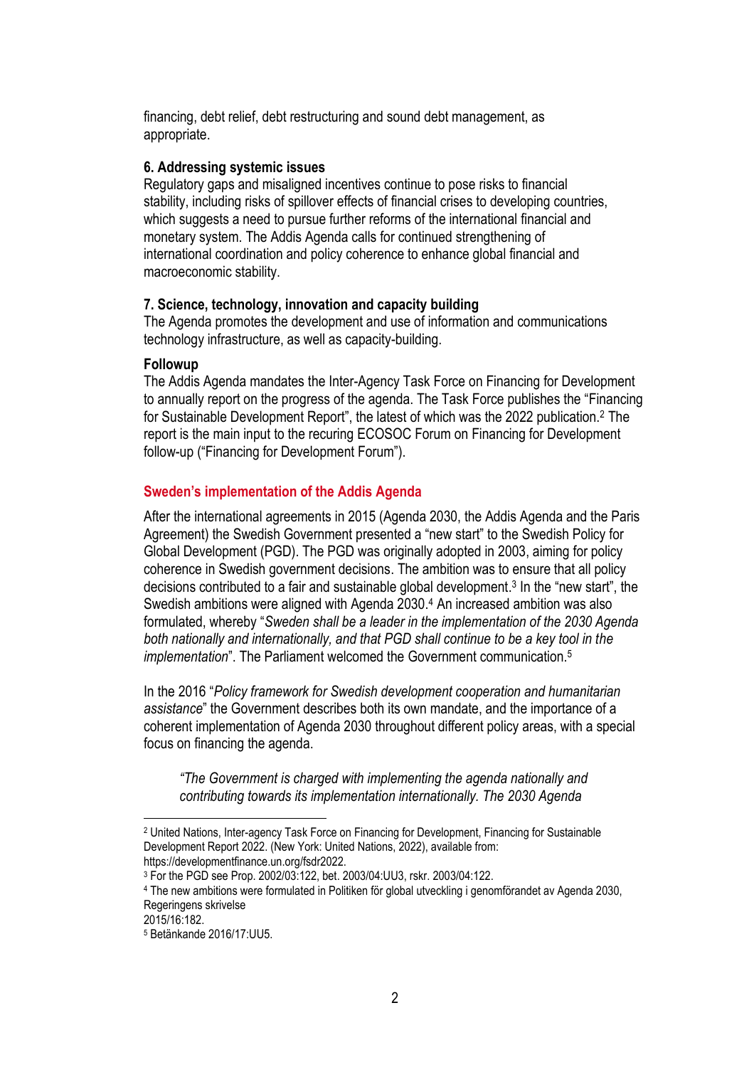financing, debt relief, debt restructuring and sound debt management, as appropriate.

**6. Addressing systemic issues**
Regulatory gaps and misaligned incentives continue to pose risks to financial stability, including risks of spillover effects of financial crises to developing countries, which suggests a need to pursue further reforms of the international financial and monetary system. The Addis Agenda calls for continued strengthening of international coordination and policy coherence to enhance global financial and macroeconomic stability.

**7. Science, technology, innovation and capacity building**
The Agenda promotes the development and use of information and communications technology infrastructure, as well as capacity-building.

**Followup**
The Addis Agenda mandates the Inter-Agency Task Force on Financing for Development to annually report on the progress of the agenda. The Task Force publishes the "Financing for Sustainable Development Report", the latest of which was the 2022 publication.[2] The report is the main input to the recuring ECOSOC Forum on Financing for Development follow-up ("Financing for Development Forum").

## Sweden's implementation of the Addis Agenda

After the international agreements in 2015 (Agenda 2030, the Addis Agenda and the Paris Agreement) the Swedish Government presented a "new start" to the Swedish Policy for Global Development (PGD). The PGD was originally adopted in 2003, aiming for policy coherence in Swedish government decisions. The ambition was to ensure that all policy decisions contributed to a fair and sustainable global development.[3] In the "new start", the Swedish ambitions were aligned with Agenda 2030.[4] An increased ambition was also formulated, whereby "*Sweden shall be a leader in the implementation of the 2030 Agenda both nationally and internationally, and that PGD shall continue to be a key tool in the implementation*". The Parliament welcomed the Government communication.[5]

In the 2016 "*Policy framework for Swedish development cooperation and humanitarian assistance*" the Government describes both its own mandate, and the importance of a coherent implementation of Agenda 2030 throughout different policy areas, with a special focus on financing the agenda.

> *"The Government is charged with implementing the agenda nationally and contributing towards its implementation internationally. The 2030 Agenda*

---

[2] United Nations, Inter-agency Task Force on Financing for Development, Financing for Sustainable Development Report 2022. (New York: United Nations, 2022), available from: https://developmentfinance.un.org/fsdr2022.

[3] For the PGD see Prop. 2002/03:122, bet. 2003/04:UU3, rskr. 2003/04:122.

[4] The new ambitions were formulated in Politiken för global utveckling i genomförandet av Agenda 2030, Regeringens skrivelse 2015/16:182.

[5] Betänkande 2016/17:UU5.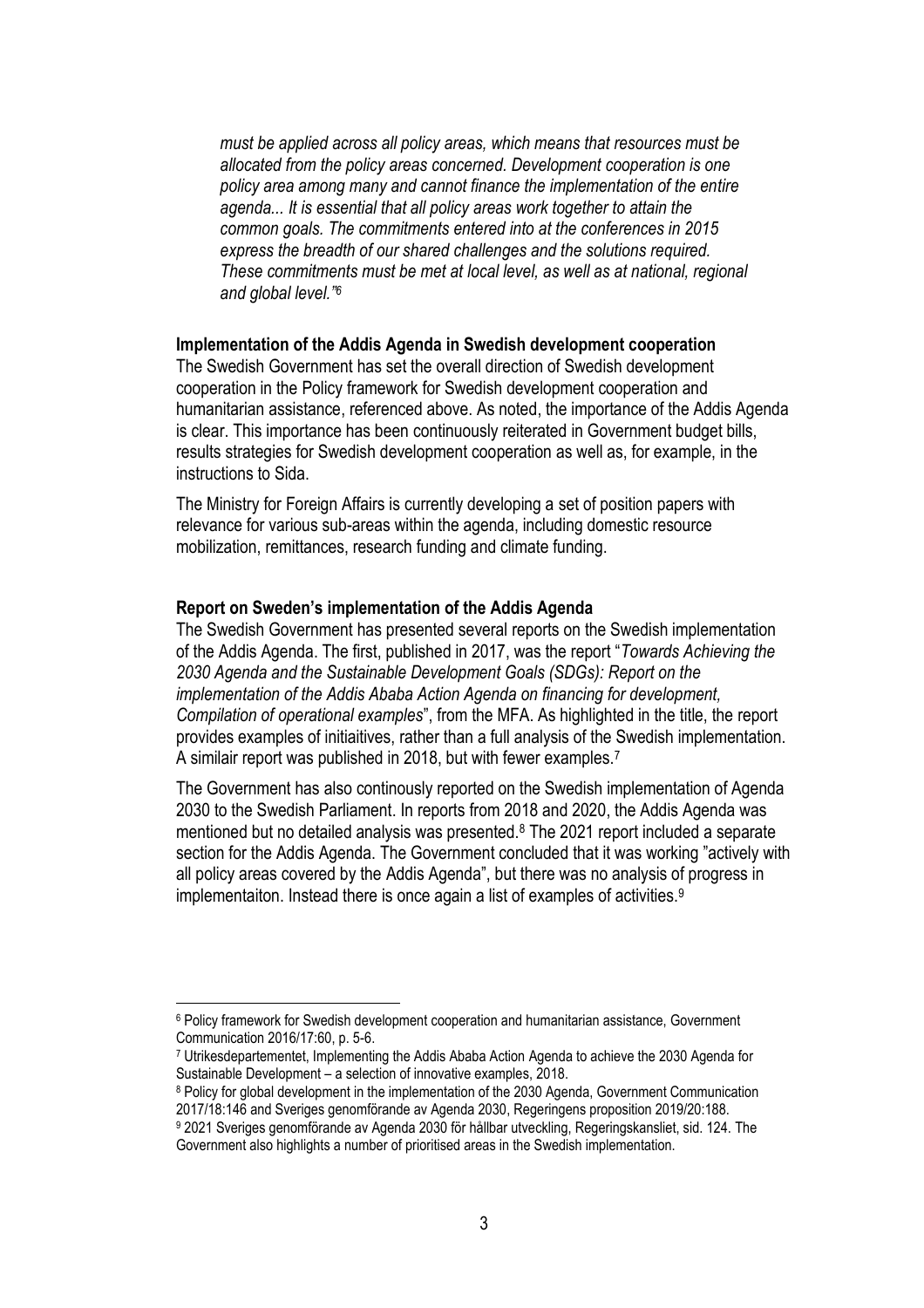*must be applied across all policy areas, which means that resources must be allocated from the policy areas concerned. Development cooperation is one policy area among many and cannot finance the implementation of the entire agenda... It is essential that all policy areas work together to attain the common goals. The commitments entered into at the conferences in 2015 express the breadth of our shared challenges and the solutions required. These commitments must be met at local level, as well as at national, regional and global level."*[6]

**Implementation of the Addis Agenda in Swedish development cooperation**

The Swedish Government has set the overall direction of Swedish development cooperation in the Policy framework for Swedish development cooperation and humanitarian assistance, referenced above. As noted, the importance of the Addis Agenda is clear. This importance has been continuously reiterated in Government budget bills, results strategies for Swedish development cooperation as well as, for example, in the instructions to Sida.

The Ministry for Foreign Affairs is currently developing a set of position papers with relevance for various sub-areas within the agenda, including domestic resource mobilization, remittances, research funding and climate funding.

**Report on Sweden's implementation of the Addis Agenda**

The Swedish Government has presented several reports on the Swedish implementation of the Addis Agenda. The first, published in 2017, was the report "*Towards Achieving the 2030 Agenda and the Sustainable Development Goals (SDGs): Report on the implementation of the Addis Ababa Action Agenda on financing for development, Compilation of operational examples*", from the MFA. As highlighted in the title, the report provides examples of initiaitives, rather than a full analysis of the Swedish implementation. A similair report was published in 2018, but with fewer examples.[7]

The Government has also continously reported on the Swedish implementation of Agenda 2030 to the Swedish Parliament. In reports from 2018 and 2020, the Addis Agenda was mentioned but no detailed analysis was presented.[8] The 2021 report included a separate section for the Addis Agenda. The Government concluded that it was working "actively with all policy areas covered by the Addis Agenda", but there was no analysis of progress in implementaiton. Instead there is once again a list of examples of activities.[9]

[6] Policy framework for Swedish development cooperation and humanitarian assistance, Government Communication 2016/17:60, p. 5-6.

[7] Utrikesdepartementet, Implementing the Addis Ababa Action Agenda to achieve the 2030 Agenda for Sustainable Development – a selection of innovative examples, 2018.

[8] Policy for global development in the implementation of the 2030 Agenda, Government Communication 2017/18:146 and Sveriges genomförande av Agenda 2030, Regeringens proposition 2019/20:188.

[9] 2021 Sveriges genomförande av Agenda 2030 för hållbar utveckling, Regeringskansliet, sid. 124. The Government also highlights a number of prioritised areas in the Swedish implementation.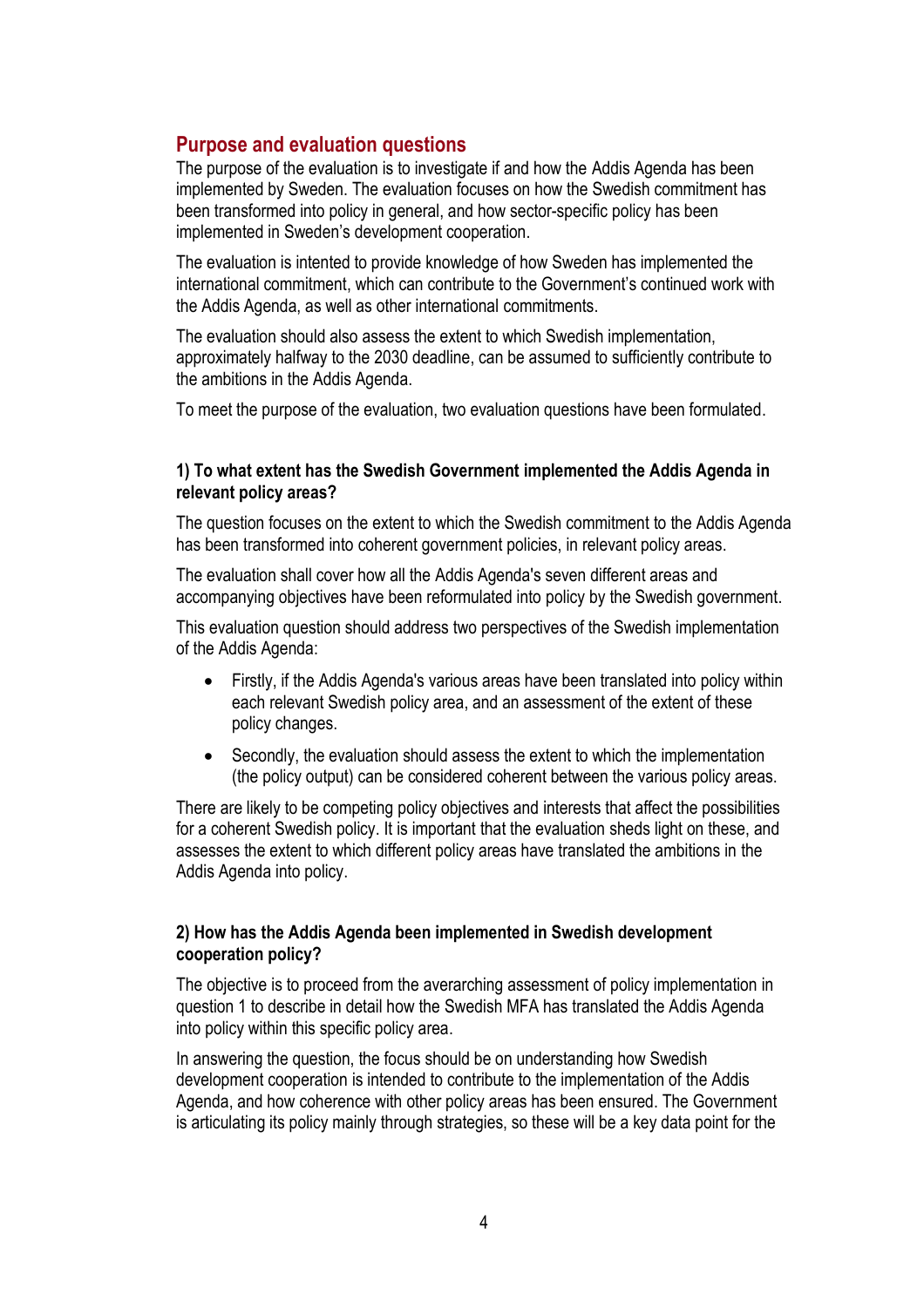## Purpose and evaluation questions

The purpose of the evaluation is to investigate if and how the Addis Agenda has been implemented by Sweden. The evaluation focuses on how the Swedish commitment has been transformed into policy in general, and how sector-specific policy has been implemented in Sweden's development cooperation.

The evaluation is intented to provide knowledge of how Sweden has implemented the international commitment, which can contribute to the Government's continued work with the Addis Agenda, as well as other international commitments.

The evaluation should also assess the extent to which Swedish implementation, approximately halfway to the 2030 deadline, can be assumed to sufficiently contribute to the ambitions in the Addis Agenda.

To meet the purpose of the evaluation, two evaluation questions have been formulated.

**1) To what extent has the Swedish Government implemented the Addis Agenda in relevant policy areas?**

The question focuses on the extent to which the Swedish commitment to the Addis Agenda has been transformed into coherent government policies, in relevant policy areas.

The evaluation shall cover how all the Addis Agenda's seven different areas and accompanying objectives have been reformulated into policy by the Swedish government.

This evaluation question should address two perspectives of the Swedish implementation of the Addis Agenda:

- Firstly, if the Addis Agenda's various areas have been translated into policy within each relevant Swedish policy area, and an assessment of the extent of these policy changes.
- Secondly, the evaluation should assess the extent to which the implementation (the policy output) can be considered coherent between the various policy areas.

There are likely to be competing policy objectives and interests that affect the possibilities for a coherent Swedish policy. It is important that the evaluation sheds light on these, and assesses the extent to which different policy areas have translated the ambitions in the Addis Agenda into policy.

**2) How has the Addis Agenda been implemented in Swedish development cooperation policy?**

The objective is to proceed from the averarching assessment of policy implementation in question 1 to describe in detail how the Swedish MFA has translated the Addis Agenda into policy within this specific policy area.

In answering the question, the focus should be on understanding how Swedish development cooperation is intended to contribute to the implementation of the Addis Agenda, and how coherence with other policy areas has been ensured. The Government is articulating its policy mainly through strategies, so these will be a key data point for the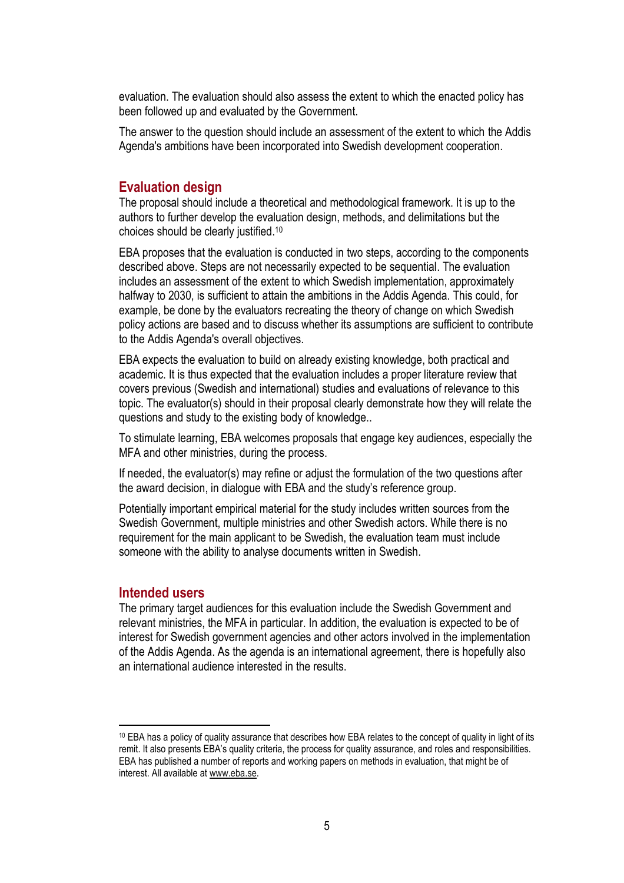evaluation. The evaluation should also assess the extent to which the enacted policy has been followed up and evaluated by the Government.

The answer to the question should include an assessment of the extent to which the Addis Agenda's ambitions have been incorporated into Swedish development cooperation.

## Evaluation design

The proposal should include a theoretical and methodological framework. It is up to the authors to further develop the evaluation design, methods, and delimitations but the choices should be clearly justified.[10]

EBA proposes that the evaluation is conducted in two steps, according to the components described above. Steps are not necessarily expected to be sequential. The evaluation includes an assessment of the extent to which Swedish implementation, approximately halfway to 2030, is sufficient to attain the ambitions in the Addis Agenda. This could, for example, be done by the evaluators recreating the theory of change on which Swedish policy actions are based and to discuss whether its assumptions are sufficient to contribute to the Addis Agenda's overall objectives.

EBA expects the evaluation to build on already existing knowledge, both practical and academic. It is thus expected that the evaluation includes a proper literature review that covers previous (Swedish and international) studies and evaluations of relevance to this topic. The evaluator(s) should in their proposal clearly demonstrate how they will relate the questions and study to the existing body of knowledge..

To stimulate learning, EBA welcomes proposals that engage key audiences, especially the MFA and other ministries, during the process.

If needed, the evaluator(s) may refine or adjust the formulation of the two questions after the award decision, in dialogue with EBA and the study's reference group.

Potentially important empirical material for the study includes written sources from the Swedish Government, multiple ministries and other Swedish actors. While there is no requirement for the main applicant to be Swedish, the evaluation team must include someone with the ability to analyse documents written in Swedish.

## Intended users

The primary target audiences for this evaluation include the Swedish Government and relevant ministries, the MFA in particular. In addition, the evaluation is expected to be of interest for Swedish government agencies and other actors involved in the implementation of the Addis Agenda. As the agenda is an international agreement, there is hopefully also an international audience interested in the results.

[10] EBA has a policy of quality assurance that describes how EBA relates to the concept of quality in light of its remit. It also presents EBA's quality criteria, the process for quality assurance, and roles and responsibilities. EBA has published a number of reports and working papers on methods in evaluation, that might be of interest. All available at www.eba.se.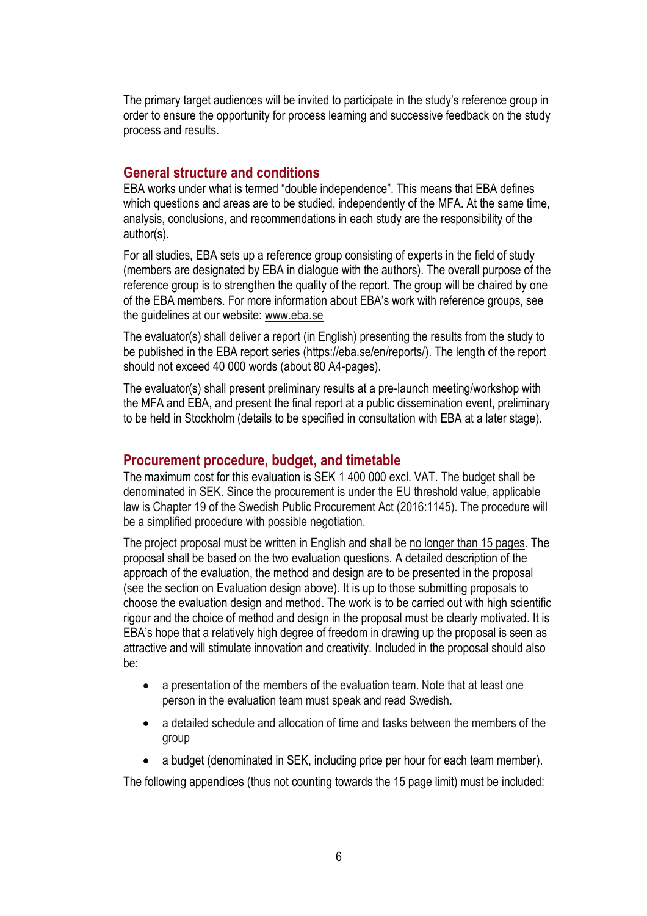The primary target audiences will be invited to participate in the study's reference group in order to ensure the opportunity for process learning and successive feedback on the study process and results.

## General structure and conditions

EBA works under what is termed "double independence". This means that EBA defines which questions and areas are to be studied, independently of the MFA. At the same time, analysis, conclusions, and recommendations in each study are the responsibility of the author(s).

For all studies, EBA sets up a reference group consisting of experts in the field of study (members are designated by EBA in dialogue with the authors). The overall purpose of the reference group is to strengthen the quality of the report. The group will be chaired by one of the EBA members. For more information about EBA's work with reference groups, see the guidelines at our website: www.eba.se

The evaluator(s) shall deliver a report (in English) presenting the results from the study to be published in the EBA report series (https://eba.se/en/reports/). The length of the report should not exceed 40 000 words (about 80 A4-pages).

The evaluator(s) shall present preliminary results at a pre-launch meeting/workshop with the MFA and EBA, and present the final report at a public dissemination event, preliminary to be held in Stockholm (details to be specified in consultation with EBA at a later stage).

## Procurement procedure, budget, and timetable

The maximum cost for this evaluation is SEK 1 400 000 excl. VAT. The budget shall be denominated in SEK. Since the procurement is under the EU threshold value, applicable law is Chapter 19 of the Swedish Public Procurement Act (2016:1145). The procedure will be a simplified procedure with possible negotiation.

The project proposal must be written in English and shall be no longer than 15 pages. The proposal shall be based on the two evaluation questions. A detailed description of the approach of the evaluation, the method and design are to be presented in the proposal (see the section on Evaluation design above). It is up to those submitting proposals to choose the evaluation design and method. The work is to be carried out with high scientific rigour and the choice of method and design in the proposal must be clearly motivated. It is EBA's hope that a relatively high degree of freedom in drawing up the proposal is seen as attractive and will stimulate innovation and creativity. Included in the proposal should also be:

- a presentation of the members of the evaluation team. Note that at least one person in the evaluation team must speak and read Swedish.
- a detailed schedule and allocation of time and tasks between the members of the group
- a budget (denominated in SEK, including price per hour for each team member).

The following appendices (thus not counting towards the 15 page limit) must be included: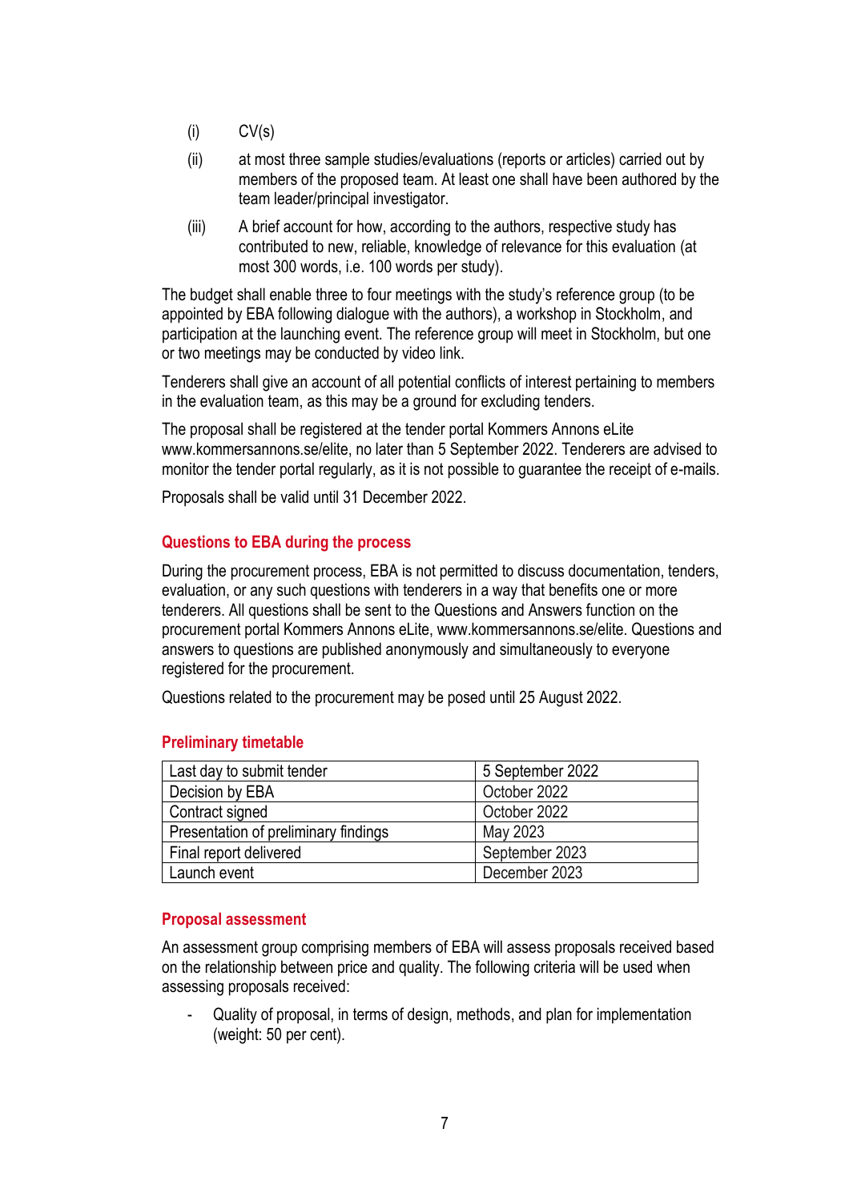(i) CV(s)

(ii) at most three sample studies/evaluations (reports or articles) carried out by members of the proposed team. At least one shall have been authored by the team leader/principal investigator.

(iii) A brief account for how, according to the authors, respective study has contributed to new, reliable, knowledge of relevance for this evaluation (at most 300 words, i.e. 100 words per study).

The budget shall enable three to four meetings with the study's reference group (to be appointed by EBA following dialogue with the authors), a workshop in Stockholm, and participation at the launching event. The reference group will meet in Stockholm, but one or two meetings may be conducted by video link.

Tenderers shall give an account of all potential conflicts of interest pertaining to members in the evaluation team, as this may be a ground for excluding tenders.

The proposal shall be registered at the tender portal Kommers Annons eLite www.kommersannons.se/elite, no later than 5 September 2022. Tenderers are advised to monitor the tender portal regularly, as it is not possible to guarantee the receipt of e-mails.

Proposals shall be valid until 31 December 2022.

### Questions to EBA during the process

During the procurement process, EBA is not permitted to discuss documentation, tenders, evaluation, or any such questions with tenderers in a way that benefits one or more tenderers. All questions shall be sent to the Questions and Answers function on the procurement portal Kommers Annons eLite, www.kommersannons.se/elite. Questions and answers to questions are published anonymously and simultaneously to everyone registered for the procurement.

Questions related to the procurement may be posed until 25 August 2022.

### Preliminary timetable

| | |
|---|---|
| Last day to submit tender | 5 September 2022 |
| Decision by EBA | October 2022 |
| Contract signed | October 2022 |
| Presentation of preliminary findings | May 2023 |
| Final report delivered | September 2023 |
| Launch event | December 2023 |

### Proposal assessment

An assessment group comprising members of EBA will assess proposals received based on the relationship between price and quality. The following criteria will be used when assessing proposals received:

- Quality of proposal, in terms of design, methods, and plan for implementation (weight: 50 per cent).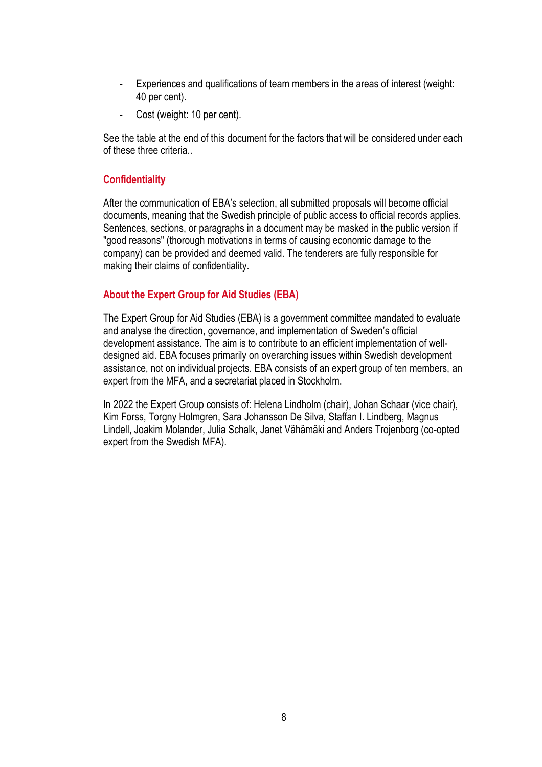- Experiences and qualifications of team members in the areas of interest (weight: 40 per cent).
- Cost (weight: 10 per cent).

See the table at the end of this document for the factors that will be considered under each of these three criteria..

### Confidentiality

After the communication of EBA's selection, all submitted proposals will become official documents, meaning that the Swedish principle of public access to official records applies. Sentences, sections, or paragraphs in a document may be masked in the public version if "good reasons" (thorough motivations in terms of causing economic damage to the company) can be provided and deemed valid. The tenderers are fully responsible for making their claims of confidentiality.

### About the Expert Group for Aid Studies (EBA)

The Expert Group for Aid Studies (EBA) is a government committee mandated to evaluate and analyse the direction, governance, and implementation of Sweden's official development assistance. The aim is to contribute to an efficient implementation of well-designed aid. EBA focuses primarily on overarching issues within Swedish development assistance, not on individual projects. EBA consists of an expert group of ten members, an expert from the MFA, and a secretariat placed in Stockholm.

In 2022 the Expert Group consists of: Helena Lindholm (chair), Johan Schaar (vice chair), Kim Forss, Torgny Holmgren, Sara Johansson De Silva, Staffan I. Lindberg, Magnus Lindell, Joakim Molander, Julia Schalk, Janet Vähämäki and Anders Trojenborg (co-opted expert from the Swedish MFA).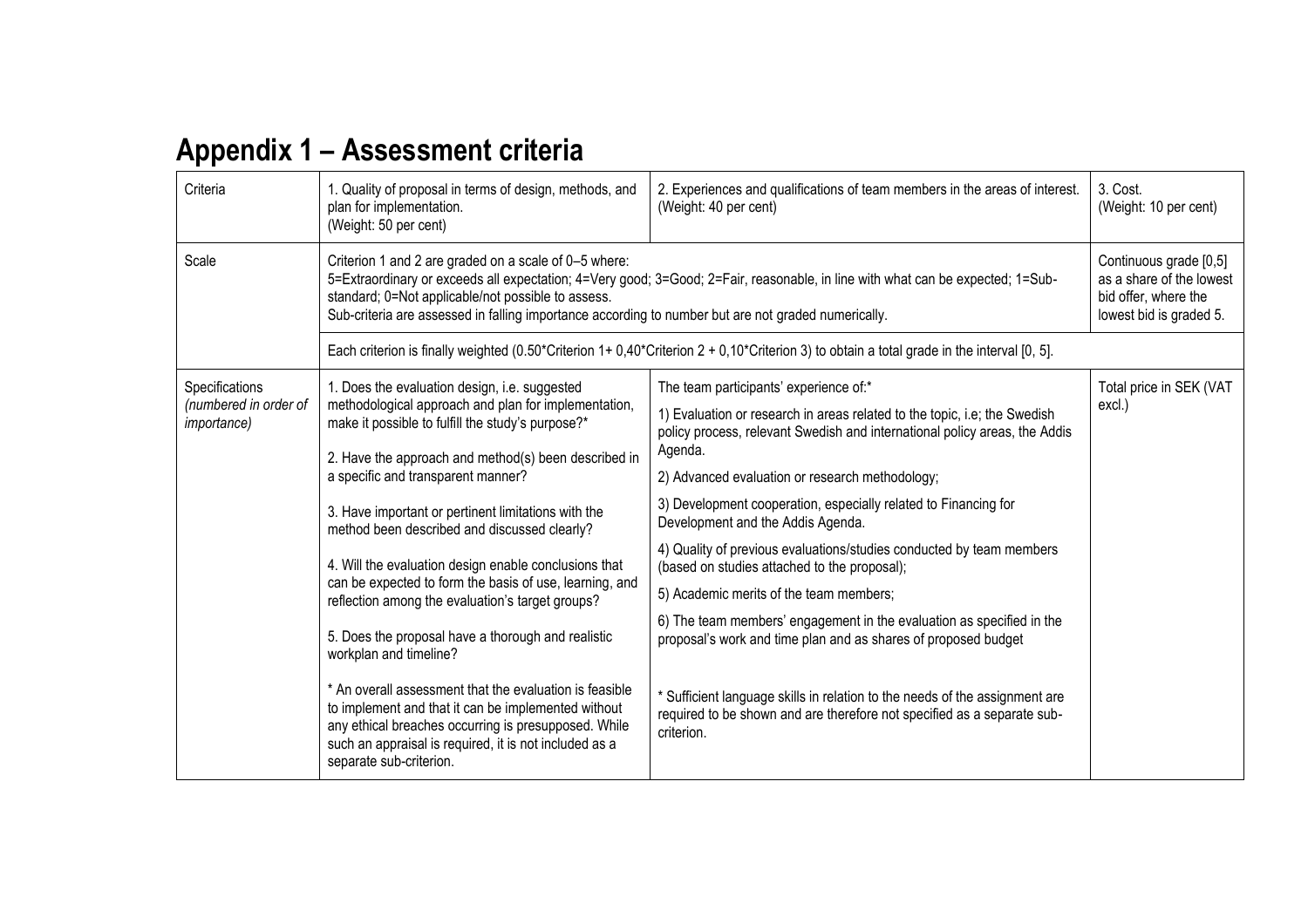# Appendix 1 – Assessment criteria

| Criteria | 1. Quality of proposal in terms of design, methods, and plan for implementation.<br>(Weight: 50 per cent) | 2. Experiences and qualifications of team members in the areas of interest.<br>(Weight: 40 per cent) | 3. Cost.<br>(Weight: 10 per cent) |
|---|---|---|---|
| Scale | Criterion 1 and 2 are graded on a scale of 0–5 where:<br>5=Extraordinary or exceeds all expectation; 4=Very good; 3=Good; 2=Fair, reasonable, in line with what can be expected; 1=Sub-standard; 0=Not applicable/not possible to assess.<br>Sub-criteria are assessed in falling importance according to number but are not graded numerically. | | Continuous grade [0,5] as a share of the lowest bid offer, where the lowest bid is graded 5. |
| | Each criterion is finally weighted (0.50*Criterion 1+ 0,40*Criterion 2 + 0,10*Criterion 3) to obtain a total grade in the interval [0, 5]. | | |
| Specifications *(numbered in order of importance)* | 1. Does the evaluation design, i.e. suggested methodological approach and plan for implementation, make it possible to fulfill the study's purpose?*<br><br>2. Have the approach and method(s) been described in a specific and transparent manner?<br><br>3. Have important or pertinent limitations with the method been described and discussed clearly?<br><br>4. Will the evaluation design enable conclusions that can be expected to form the basis of use, learning, and reflection among the evaluation's target groups?<br><br>5. Does the proposal have a thorough and realistic workplan and timeline?<br><br>* An overall assessment that the evaluation is feasible to implement and that it can be implemented without any ethical breaches occurring is presupposed. While such an appraisal is required, it is not included as a separate sub-criterion. | The team participants' experience of:*<br><br>1) Evaluation or research in areas related to the topic, i.e; the Swedish policy process, relevant Swedish and international policy areas, the Addis Agenda.<br><br>2) Advanced evaluation or research methodology;<br><br>3) Development cooperation, especially related to Financing for Development and the Addis Agenda.<br><br>4) Quality of previous evaluations/studies conducted by team members (based on studies attached to the proposal);<br><br>5) Academic merits of the team members;<br><br>6) The team members' engagement in the evaluation as specified in the proposal's work and time plan and as shares of proposed budget<br><br>* Sufficient language skills in relation to the needs of the assignment are required to be shown and are therefore not specified as a separate sub-criterion. | Total price in SEK (VAT excl.) |